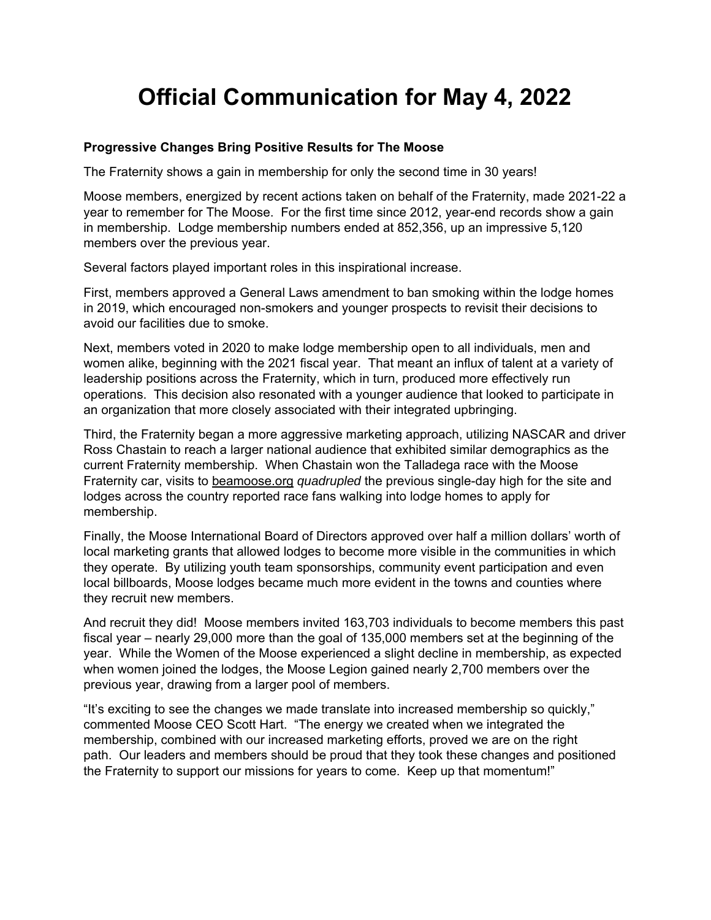# Official Communication for May 4, 2022

**Progressive Changes Bring Positive Results for The Moose**

The Fraternity shows a gain in membership for only the second time in 30 years!

Moose members, energized by recent actions taken on behalf of the Fraternity, made 2021-22 a year to remember for The Moose. For the first time since 2012, year-end records show a gain in membership. Lodge membership numbers ended at 852,356, up an impressive 5,120 members over the previous year.

Several factors played important roles in this inspirational increase.

First, members approved a General Laws amendment to ban smoking within the lodge homes in 2019, which encouraged non-smokers and younger prospects to revisit their decisions to avoid our facilities due to smoke.

Next, members voted in 2020 to make lodge membership open to all individuals, men and women alike, beginning with the 2021 fiscal year. That meant an influx of talent at a variety of leadership positions across the Fraternity, which in turn, produced more effectively run operations. This decision also resonated with a younger audience that looked to participate in an organization that more closely associated with their integrated upbringing.

Third, the Fraternity began a more aggressive marketing approach, utilizing NASCAR and driver Ross Chastain to reach a larger national audience that exhibited similar demographics as the current Fraternity membership. When Chastain won the Talladega race with the Moose Fraternity car, visits to beamoose.org *quadrupled* the previous single-day high for the site and lodges across the country reported race fans walking into lodge homes to apply for membership.

Finally, the Moose International Board of Directors approved over half a million dollars' worth of local marketing grants that allowed lodges to become more visible in the communities in which they operate. By utilizing youth team sponsorships, community event participation and even local billboards, Moose lodges became much more evident in the towns and counties where they recruit new members.

And recruit they did! Moose members invited 163,703 individuals to become members this past fiscal year – nearly 29,000 more than the goal of 135,000 members set at the beginning of the year. While the Women of the Moose experienced a slight decline in membership, as expected when women joined the lodges, the Moose Legion gained nearly 2,700 members over the previous year, drawing from a larger pool of members.

"It's exciting to see the changes we made translate into increased membership so quickly," commented Moose CEO Scott Hart. "The energy we created when we integrated the membership, combined with our increased marketing efforts, proved we are on the right path. Our leaders and members should be proud that they took these changes and positioned the Fraternity to support our missions for years to come. Keep up that momentum!"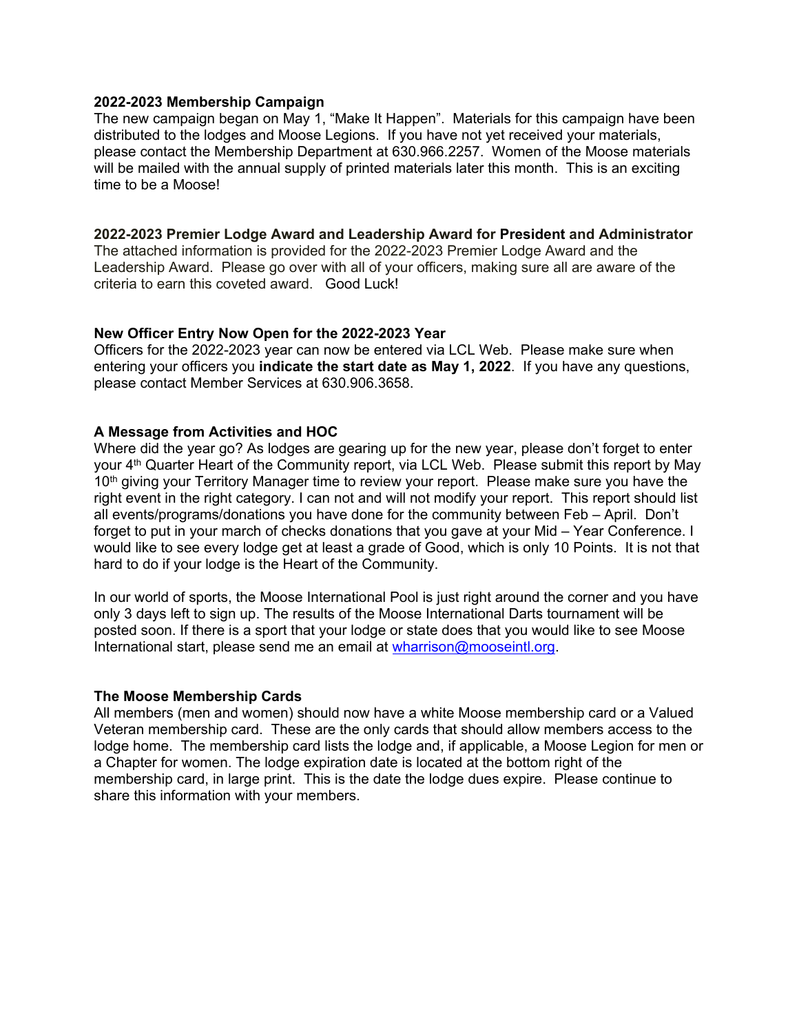**2022-2023 Membership Campaign**

The new campaign began on May 1, “Make It Happen”. Materials for this campaign have been distributed to the lodges and Moose Legions. If you have not yet received your materials, please contact the Membership Department at 630.966.2257. Women of the Moose materials will be mailed with the annual supply of printed materials later this month. This is an exciting time to be a Moose!

**2022-2023 Premier Lodge Award and Leadership Award for President and Administrator**

The attached information is provided for the 2022-2023 Premier Lodge Award and the Leadership Award. Please go over with all of your officers, making sure all are aware of the criteria to earn this coveted award. Good Luck!

**New Officer Entry Now Open for the 2022-2023 Year**

Officers for the 2022-2023 year can now be entered via LCL Web. Please make sure when entering your officers you **indicate the start date as May 1, 2022**. If you have any questions, please contact Member Services at 630.906.3658.

**A Message from Activities and HOC**

Where did the year go? As lodges are gearing up for the new year, please don’t forget to enter your 4th Quarter Heart of the Community report, via LCL Web. Please submit this report by May 10th giving your Territory Manager time to review your report. Please make sure you have the right event in the right category. I can not and will not modify your report. This report should list all events/programs/donations you have done for the community between Feb – April. Don’t forget to put in your march of checks donations that you gave at your Mid – Year Conference. I would like to see every lodge get at least a grade of Good, which is only 10 Points. It is not that hard to do if your lodge is the Heart of the Community.

In our world of sports, the Moose International Pool is just right around the corner and you have only 3 days left to sign up. The results of the Moose International Darts tournament will be posted soon. If there is a sport that your lodge or state does that you would like to see Moose International start, please send me an email at wharrison@mooseintl.org.

**The Moose Membership Cards**

All members (men and women) should now have a white Moose membership card or a Valued Veteran membership card. These are the only cards that should allow members access to the lodge home. The membership card lists the lodge and, if applicable, a Moose Legion for men or a Chapter for women. The lodge expiration date is located at the bottom right of the membership card, in large print. This is the date the lodge dues expire. Please continue to share this information with your members.